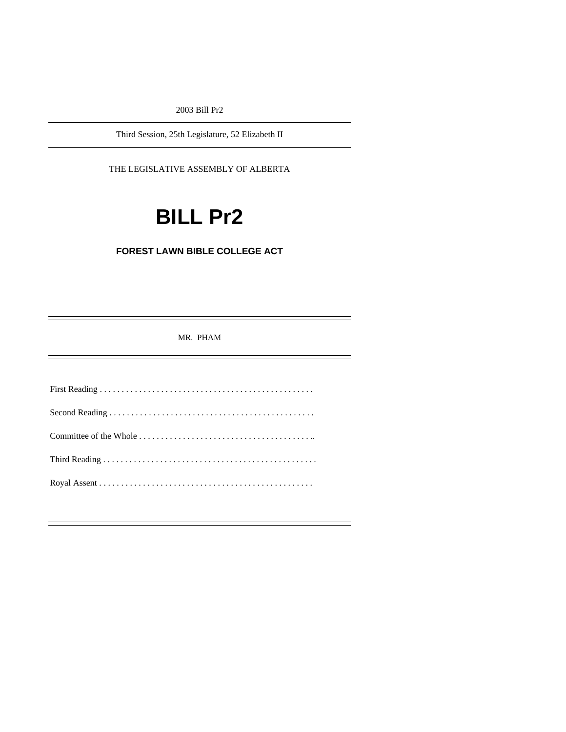2003 Bill Pr2

---

Third Session, 25th Legislature, 52 Elizabeth II

---

THE LEGISLATIVE ASSEMBLY OF ALBERTA

# BILL Pr2

## FOREST LAWN BIBLE COLLEGE ACT

---

MR. PHAM

---

First Reading . . . . . . . . . . . . . . . . . . . . . . . . . . . . . . . . . . . . . . . . . . . . . . . . .

Second Reading . . . . . . . . . . . . . . . . . . . . . . . . . . . . . . . . . . . . . . . . . . . . . . .

Committee of the Whole . . . . . . . . . . . . . . . . . . . . . . . . . . . . . . . . . . . . . . . ..

Third Reading . . . . . . . . . . . . . . . . . . . . . . . . . . . . . . . . . . . . . . . . . . . . . . . . .

Royal Assent . . . . . . . . . . . . . . . . . . . . . . . . . . . . . . . . . . . . . . . . . . . . . . . . .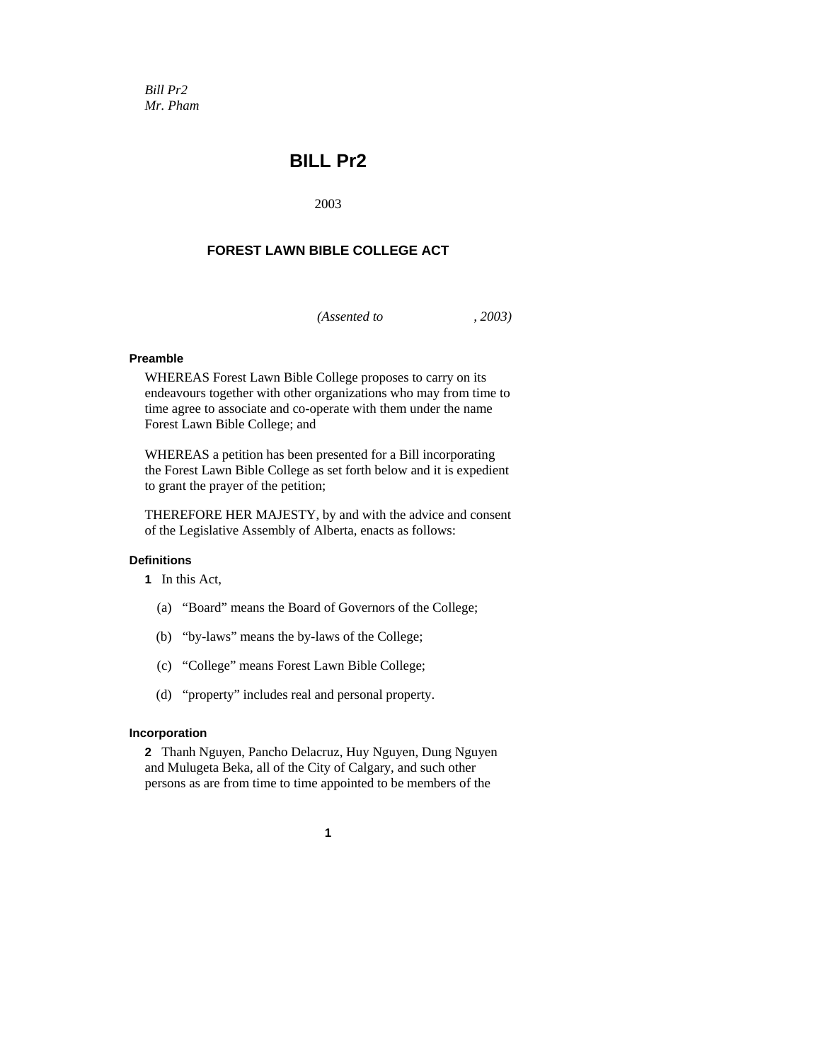*Bill Pr2*
*Mr. Pham*

# BILL Pr2

2003

## FOREST LAWN BIBLE COLLEGE ACT

*(Assented to , 2003)*

**Preamble**

WHEREAS Forest Lawn Bible College proposes to carry on its endeavours together with other organizations who may from time to time agree to associate and co-operate with them under the name Forest Lawn Bible College; and

WHEREAS a petition has been presented for a Bill incorporating the Forest Lawn Bible College as set forth below and it is expedient to grant the prayer of the petition;

THEREFORE HER MAJESTY, by and with the advice and consent of the Legislative Assembly of Alberta, enacts as follows:

**Definitions**

**1** In this Act,

(a) “Board” means the Board of Governors of the College;

(b) “by-laws” means the by-laws of the College;

(c) “College” means Forest Lawn Bible College;

(d) “property” includes real and personal property.

**Incorporation**

**2** Thanh Nguyen, Pancho Delacruz, Huy Nguyen, Dung Nguyen and Mulugeta Beka, all of the City of Calgary, and such other persons as are from time to time appointed to be members of the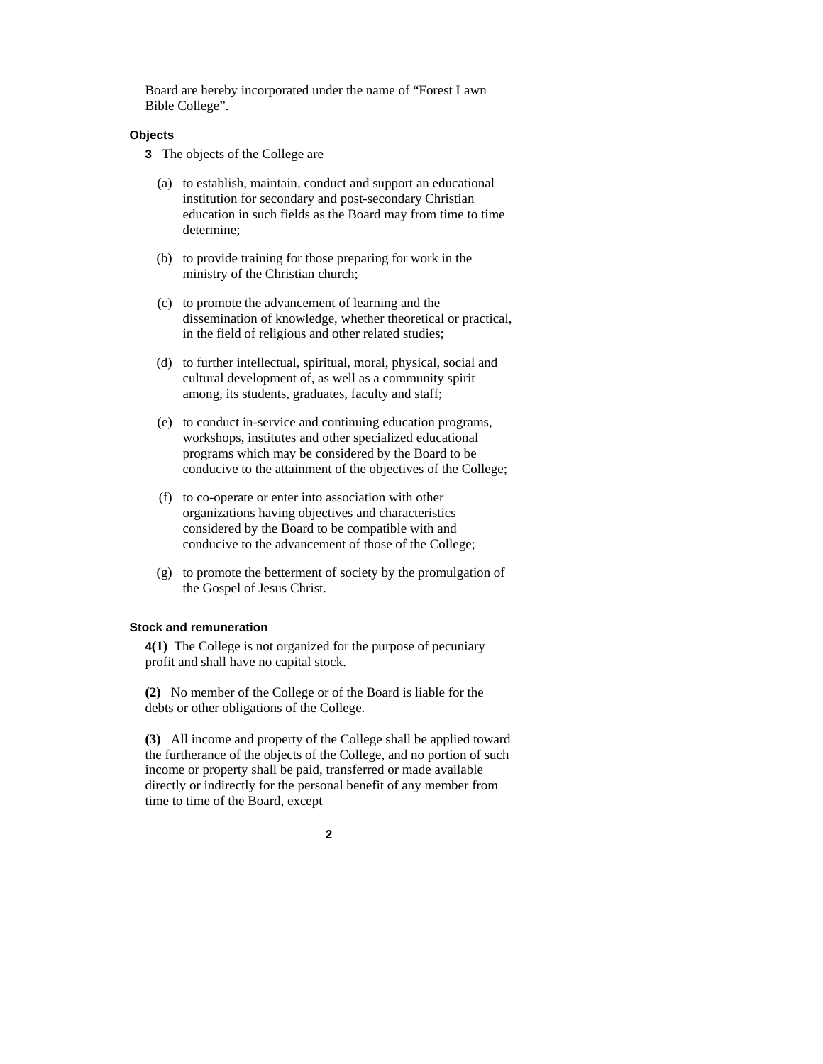Board are hereby incorporated under the name of "Forest Lawn Bible College".

**Objects**

**3** The objects of the College are

(a) to establish, maintain, conduct and support an educational institution for secondary and post-secondary Christian education in such fields as the Board may from time to time determine;

(b) to provide training for those preparing for work in the ministry of the Christian church;

(c) to promote the advancement of learning and the dissemination of knowledge, whether theoretical or practical, in the field of religious and other related studies;

(d) to further intellectual, spiritual, moral, physical, social and cultural development of, as well as a community spirit among, its students, graduates, faculty and staff;

(e) to conduct in-service and continuing education programs, workshops, institutes and other specialized educational programs which may be considered by the Board to be conducive to the attainment of the objectives of the College;

(f) to co-operate or enter into association with other organizations having objectives and characteristics considered by the Board to be compatible with and conducive to the advancement of those of the College;

(g) to promote the betterment of society by the promulgation of the Gospel of Jesus Christ.

**Stock and remuneration**

**4(1)** The College is not organized for the purpose of pecuniary profit and shall have no capital stock.

**(2)** No member of the College or of the Board is liable for the debts or other obligations of the College.

**(3)** All income and property of the College shall be applied toward the furtherance of the objects of the College, and no portion of such income or property shall be paid, transferred or made available directly or indirectly for the personal benefit of any member from time to time of the Board, except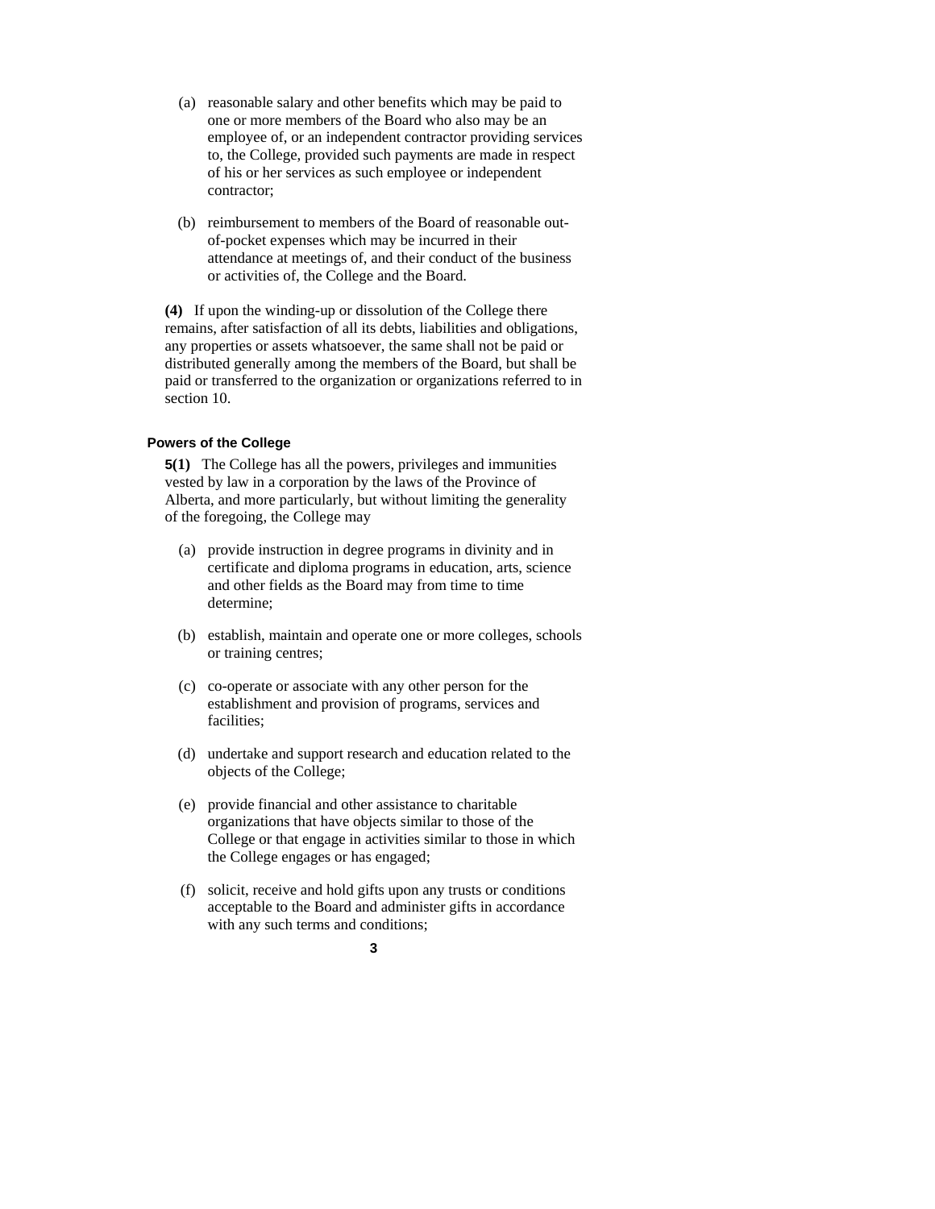(a) reasonable salary and other benefits which may be paid to one or more members of the Board who also may be an employee of, or an independent contractor providing services to, the College, provided such payments are made in respect of his or her services as such employee or independent contractor;

(b) reimbursement to members of the Board of reasonable out-of-pocket expenses which may be incurred in their attendance at meetings of, and their conduct of the business or activities of, the College and the Board.

**(4)** If upon the winding-up or dissolution of the College there remains, after satisfaction of all its debts, liabilities and obligations, any properties or assets whatsoever, the same shall not be paid or distributed generally among the members of the Board, but shall be paid or transferred to the organization or organizations referred to in section 10.

### Powers of the College

**5(1)** The College has all the powers, privileges and immunities vested by law in a corporation by the laws of the Province of Alberta, and more particularly, but without limiting the generality of the foregoing, the College may

(a) provide instruction in degree programs in divinity and in certificate and diploma programs in education, arts, science and other fields as the Board may from time to time determine;

(b) establish, maintain and operate one or more colleges, schools or training centres;

(c) co-operate or associate with any other person for the establishment and provision of programs, services and facilities;

(d) undertake and support research and education related to the objects of the College;

(e) provide financial and other assistance to charitable organizations that have objects similar to those of the College or that engage in activities similar to those in which the College engages or has engaged;

(f) solicit, receive and hold gifts upon any trusts or conditions acceptable to the Board and administer gifts in accordance with any such terms and conditions;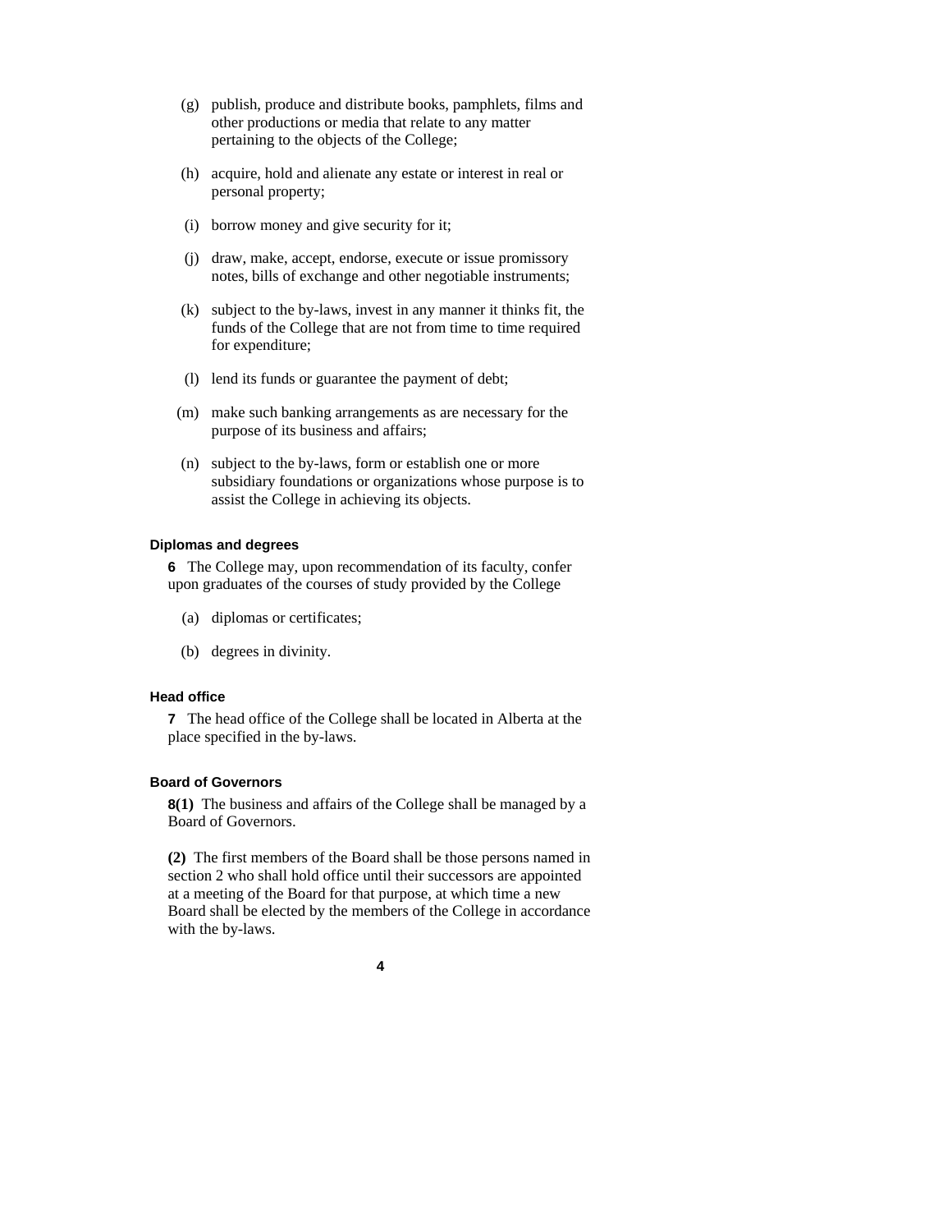(g) publish, produce and distribute books, pamphlets, films and other productions or media that relate to any matter pertaining to the objects of the College;

(h) acquire, hold and alienate any estate or interest in real or personal property;

(i) borrow money and give security for it;

(j) draw, make, accept, endorse, execute or issue promissory notes, bills of exchange and other negotiable instruments;

(k) subject to the by-laws, invest in any manner it thinks fit, the funds of the College that are not from time to time required for expenditure;

(l) lend its funds or guarantee the payment of debt;

(m) make such banking arrangements as are necessary for the purpose of its business and affairs;

(n) subject to the by-laws, form or establish one or more subsidiary foundations or organizations whose purpose is to assist the College in achieving its objects.

**Diplomas and degrees**

**6** The College may, upon recommendation of its faculty, confer upon graduates of the courses of study provided by the College

(a) diplomas or certificates;

(b) degrees in divinity.

**Head office**

**7** The head office of the College shall be located in Alberta at the place specified in the by-laws.

**Board of Governors**

**8(1)** The business and affairs of the College shall be managed by a Board of Governors.

**(2)** The first members of the Board shall be those persons named in section 2 who shall hold office until their successors are appointed at a meeting of the Board for that purpose, at which time a new Board shall be elected by the members of the College in accordance with the by-laws.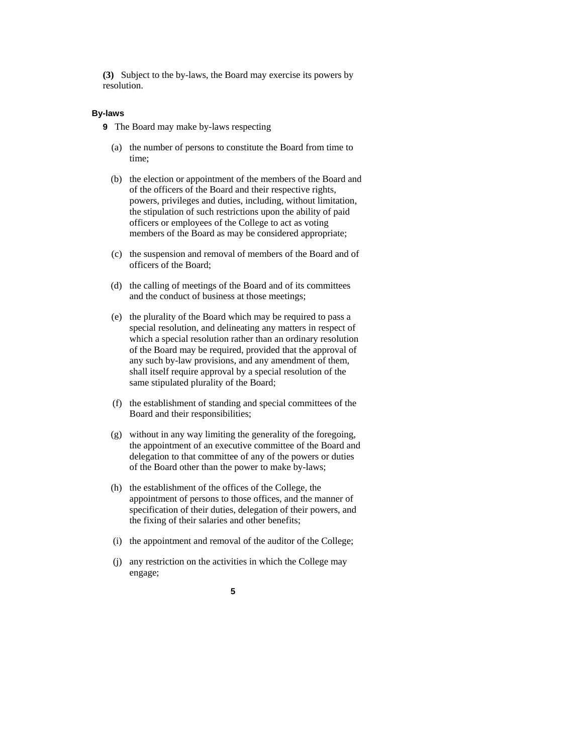**(3)** Subject to the by-laws, the Board may exercise its powers by resolution.

### By-laws

**9** The Board may make by-laws respecting

(a) the number of persons to constitute the Board from time to time;

(b) the election or appointment of the members of the Board and of the officers of the Board and their respective rights, powers, privileges and duties, including, without limitation, the stipulation of such restrictions upon the ability of paid officers or employees of the College to act as voting members of the Board as may be considered appropriate;

(c) the suspension and removal of members of the Board and of officers of the Board;

(d) the calling of meetings of the Board and of its committees and the conduct of business at those meetings;

(e) the plurality of the Board which may be required to pass a special resolution, and delineating any matters in respect of which a special resolution rather than an ordinary resolution of the Board may be required, provided that the approval of any such by-law provisions, and any amendment of them, shall itself require approval by a special resolution of the same stipulated plurality of the Board;

(f) the establishment of standing and special committees of the Board and their responsibilities;

(g) without in any way limiting the generality of the foregoing, the appointment of an executive committee of the Board and delegation to that committee of any of the powers or duties of the Board other than the power to make by-laws;

(h) the establishment of the offices of the College, the appointment of persons to those offices, and the manner of specification of their duties, delegation of their powers, and the fixing of their salaries and other benefits;

(i) the appointment and removal of the auditor of the College;

(j) any restriction on the activities in which the College may engage;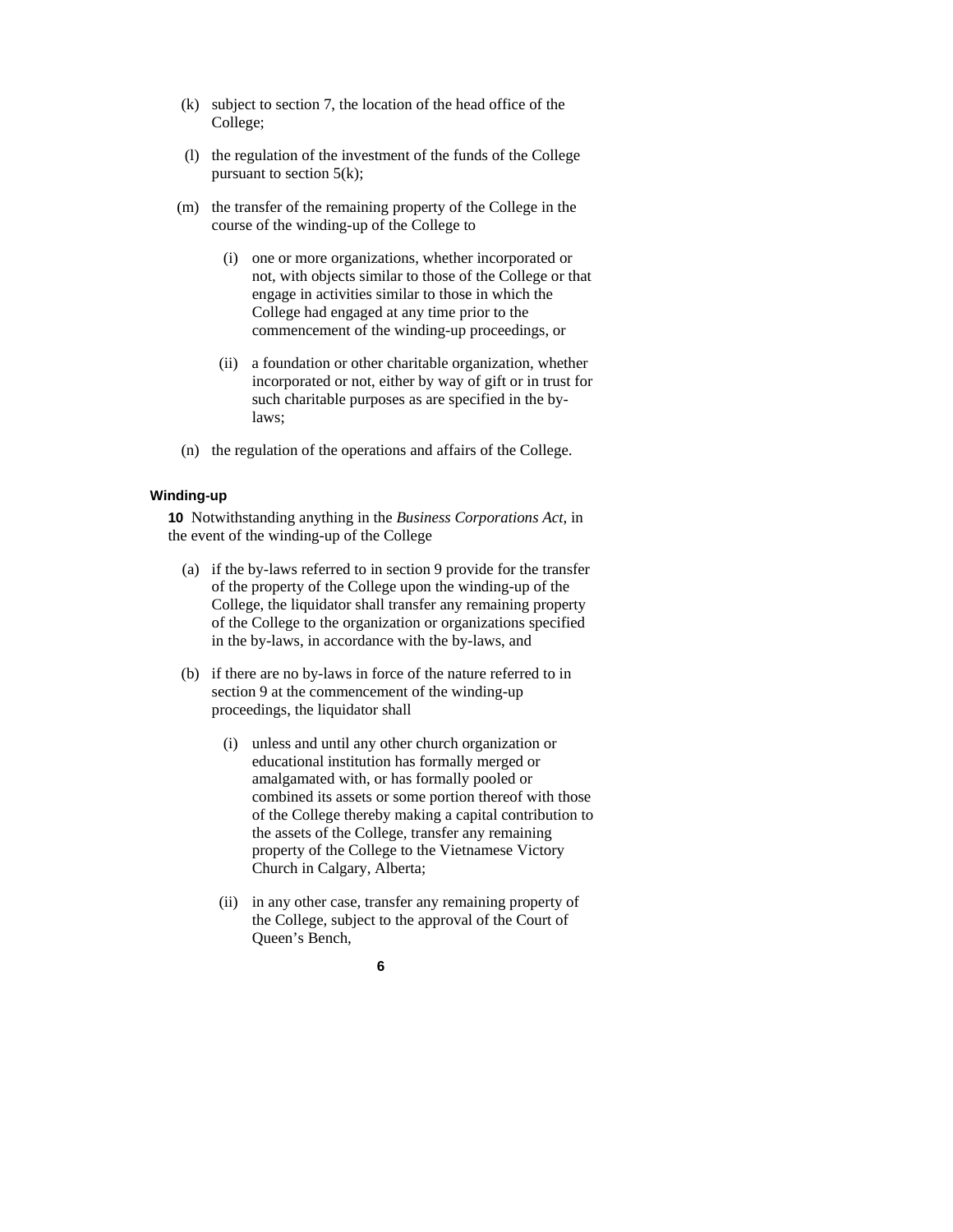(k) subject to section 7, the location of the head office of the College;

(l) the regulation of the investment of the funds of the College pursuant to section 5(k);

(m) the transfer of the remaining property of the College in the course of the winding-up of the College to

   (i) one or more organizations, whether incorporated or not, with objects similar to those of the College or that engage in activities similar to those in which the College had engaged at any time prior to the commencement of the winding-up proceedings, or

   (ii) a foundation or other charitable organization, whether incorporated or not, either by way of gift or in trust for such charitable purposes as are specified in the by-laws;

(n) the regulation of the operations and affairs of the College.

#### Winding-up

**10** Notwithstanding anything in the *Business Corporations Act*, in the event of the winding-up of the College

(a) if the by-laws referred to in section 9 provide for the transfer of the property of the College upon the winding-up of the College, the liquidator shall transfer any remaining property of the College to the organization or organizations specified in the by-laws, in accordance with the by-laws, and

(b) if there are no by-laws in force of the nature referred to in section 9 at the commencement of the winding-up proceedings, the liquidator shall

   (i) unless and until any other church organization or educational institution has formally merged or amalgamated with, or has formally pooled or combined its assets or some portion thereof with those of the College thereby making a capital contribution to the assets of the College, transfer any remaining property of the College to the Vietnamese Victory Church in Calgary, Alberta;

   (ii) in any other case, transfer any remaining property of the College, subject to the approval of the Court of Queen's Bench,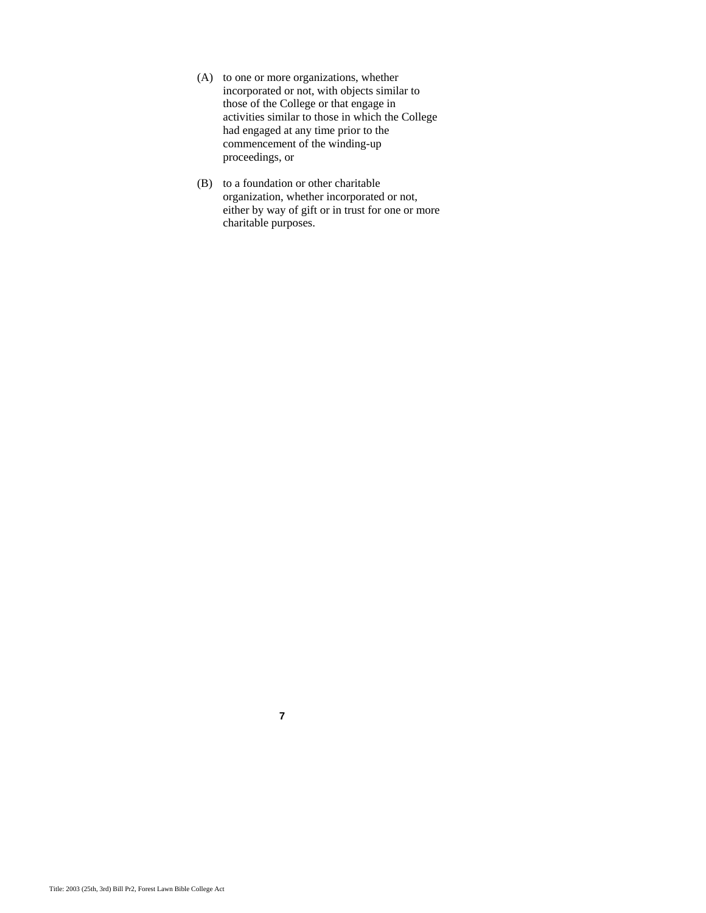(A) to one or more organizations, whether incorporated or not, with objects similar to those of the College or that engage in activities similar to those in which the College had engaged at any time prior to the commencement of the winding-up proceedings, or

(B) to a foundation or other charitable organization, whether incorporated or not, either by way of gift or in trust for one or more charitable purposes.